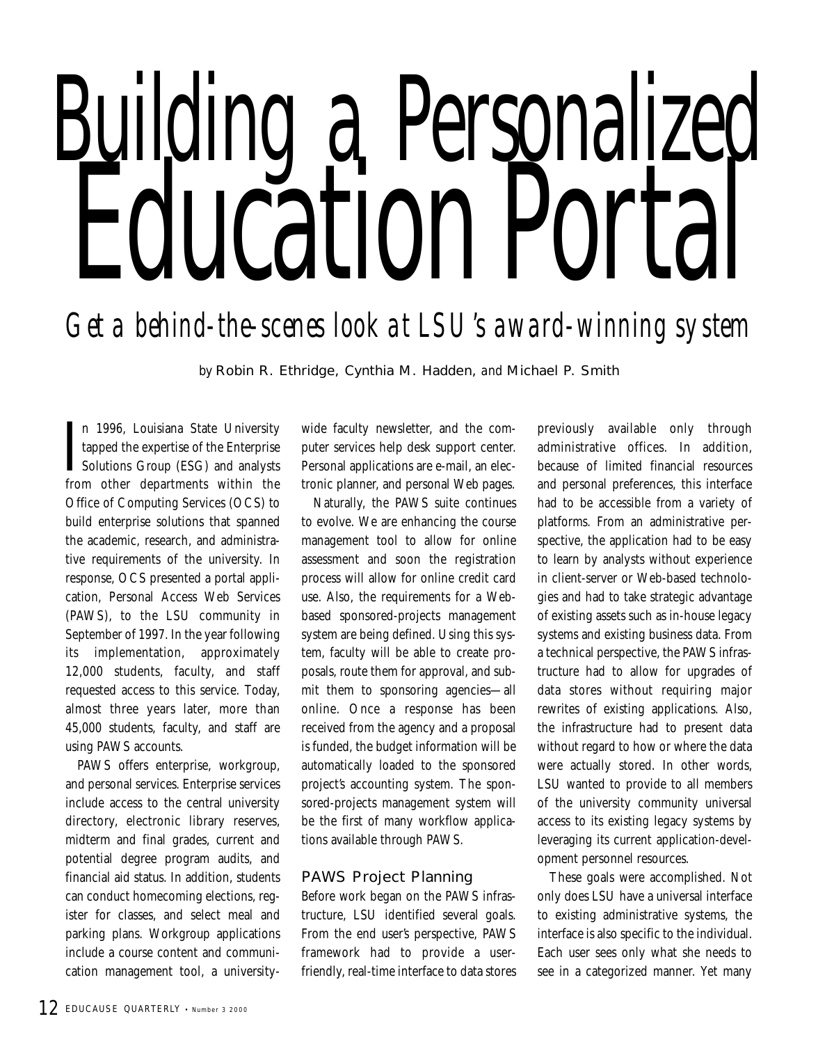# Building a Personalized Education Portal

*Get a behind-the-scenes look at LSU's award-winning system*

by Robin R. Ethridge, Cynthia M. Hadden, and Michael P. Smith

In 1996, Louisiana State University tapped the expertise of the Enterprise Solutions Group (ESG) and analysts from other departments within the Office of Computing Services (OCS) to build enterprise solutions that spanned the academic, research, and administrative requirements of the university. In response, OCS presented a portal application, Personal Access Web Services (PAWS), to the LSU community in September of 1997. In the year following its implementation, approximately 12,000 students, faculty, and staff requested access to this service. Today, almost three years later, more than 45,000 students, faculty, and staff are using PAWS accounts.

PAWS offers enterprise, workgroup, and personal services. Enterprise services include access to the central university directory, electronic library reserves, midterm and final grades, current and potential degree program audits, and financial aid status. In addition, students can conduct homecoming elections, register for classes, and select meal and parking plans. Workgroup applications include a course content and communication management tool, a university-wide faculty newsletter, and the computer services help desk support center. Personal applications are e-mail, an electronic planner, and personal Web pages.

Naturally, the PAWS suite continues to evolve. We are enhancing the course management tool to allow for online assessment and soon the registration process will allow for online credit card use. Also, the requirements for a Web-based sponsored-projects management system are being defined. Using this system, faculty will be able to create proposals, route them for approval, and submit them to sponsoring agencies—all online. Once a response has been received from the agency and a proposal is funded, the budget information will be automatically loaded to the sponsored project's accounting system. The sponsored-projects management system will be the first of many workflow applications available through PAWS.

## PAWS Project Planning

Before work began on the PAWS infrastructure, LSU identified several goals. From the end user's perspective, PAWS framework had to provide a user-friendly, real-time interface to data stores previously available only through administrative offices. In addition, because of limited financial resources and personal preferences, this interface had to be accessible from a variety of platforms. From an administrative perspective, the application had to be easy to learn by analysts without experience in client-server or Web-based technologies and had to take strategic advantage of existing assets such as in-house legacy systems and existing business data. From a technical perspective, the PAWS infrastructure had to allow for upgrades of data stores without requiring major rewrites of existing applications. Also, the infrastructure had to present data without regard to how or where the data were actually stored. In other words, LSU wanted to provide to all members of the university community universal access to its existing legacy systems by leveraging its current application-development personnel resources.

These goals were accomplished. Not only does LSU have a universal interface to existing administrative systems, the interface is also specific to the individual. Each user sees only what she needs to see in a categorized manner. Yet many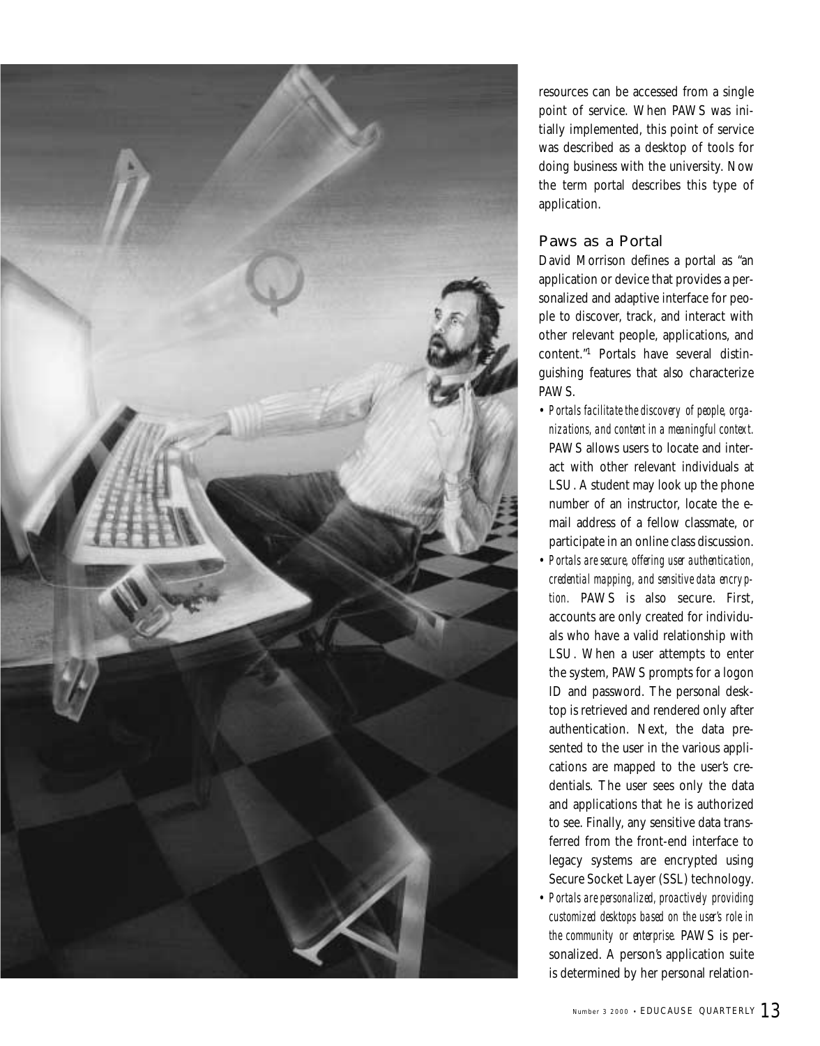resources can be accessed from a single point of service. When PAWS was initially implemented, this point of service was described as a desktop of tools for doing business with the university. Now the term portal describes this type of application.

## Paws as a Portal

David Morrison defines a portal as "an application or device that provides a personalized and adaptive interface for people to discover, track, and interact with other relevant people, applications, and content."[1] Portals have several distinguishing features that also characterize PAWS.

- *Portals facilitate the discovery of people, organizations, and content in a meaningful context.* PAWS allows users to locate and interact with other relevant individuals at LSU. A student may look up the phone number of an instructor, locate the e-mail address of a fellow classmate, or participate in an online class discussion.
- *Portals are secure, offering user authentication, credential mapping, and sensitive data encryption.* PAWS is also secure. First, accounts are only created for individuals who have a valid relationship with LSU. When a user attempts to enter the system, PAWS prompts for a logon ID and password. The personal desktop is retrieved and rendered only after authentication. Next, the data presented to the user in the various applications are mapped to the user's credentials. The user sees only the data and applications that he is authorized to see. Finally, any sensitive data transferred from the front-end interface to legacy systems are encrypted using Secure Socket Layer (SSL) technology.
- *Portals are personalized, proactively providing customized desktops based on the user's role in the community or enterprise.* PAWS is personalized. A person's application suite is determined by her personal relation-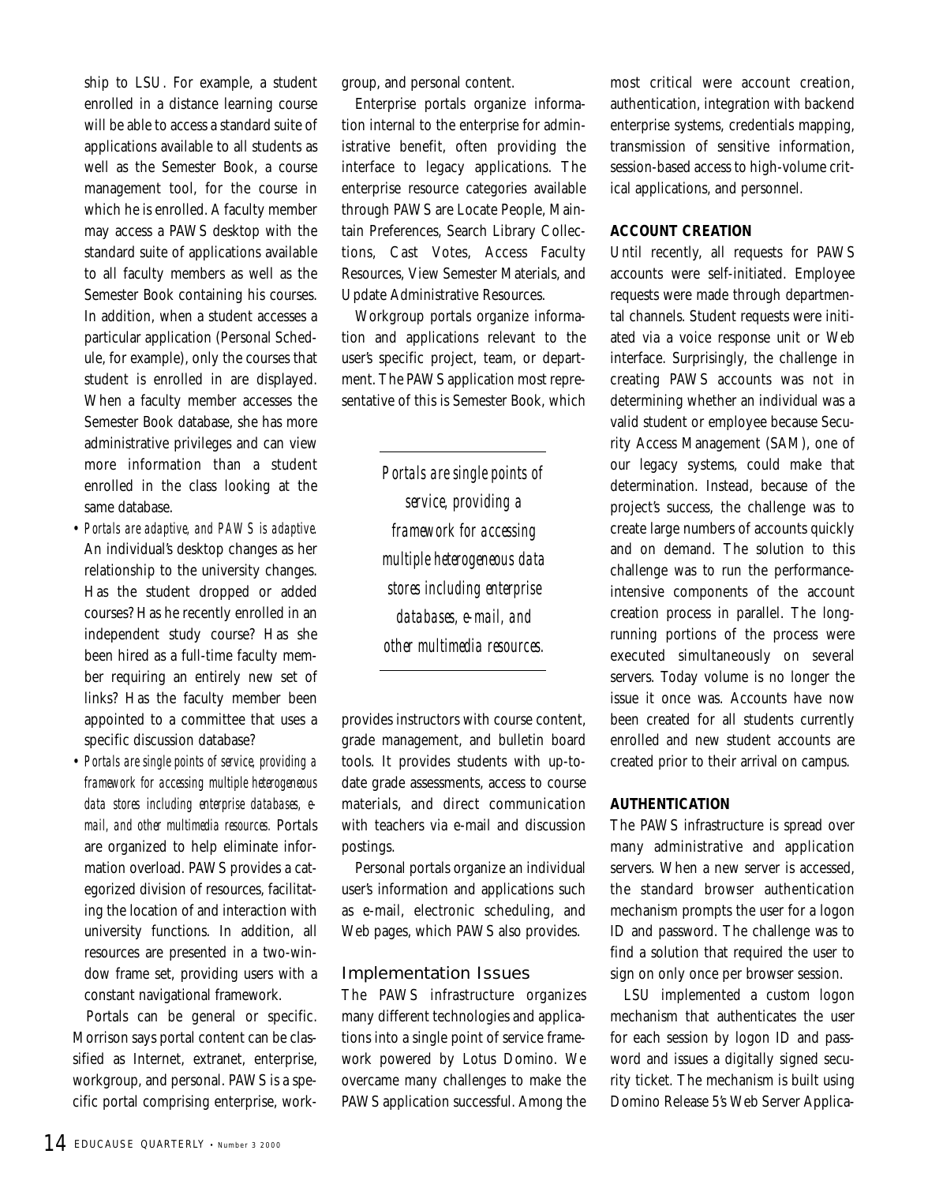ship to LSU. For example, a student enrolled in a distance learning course will be able to access a standard suite of applications available to all students as well as the Semester Book, a course management tool, for the course in which he is enrolled. A faculty member may access a PAWS desktop with the standard suite of applications available to all faculty members as well as the Semester Book containing his courses. In addition, when a student accesses a particular application (Personal Schedule, for example), only the courses that student is enrolled in are displayed. When a faculty member accesses the Semester Book database, she has more administrative privileges and can view more information than a student enrolled in the class looking at the same database.

- *Portals are adaptive, and PAWS is adaptive.* An individual's desktop changes as her relationship to the university changes. Has the student dropped or added courses? Has he recently enrolled in an independent study course? Has she been hired as a full-time faculty member requiring an entirely new set of links? Has the faculty member been appointed to a committee that uses a specific discussion database?
- *Portals are single points of service, providing a framework for accessing multiple heterogeneous data stores including enterprise databases, e-mail, and other multimedia resources.* Portals are organized to help eliminate information overload. PAWS provides a categorized division of resources, facilitating the location of and interaction with university functions. In addition, all resources are presented in a two-window frame set, providing users with a constant navigational framework.

Portals can be general or specific. Morrison says portal content can be classified as Internet, extranet, enterprise, workgroup, and personal. PAWS is a specific portal comprising enterprise, workgroup, and personal content.

Enterprise portals organize information internal to the enterprise for administrative benefit, often providing the interface to legacy applications. The enterprise resource categories available through PAWS are Locate People, Maintain Preferences, Search Library Collections, Cast Votes, Access Faculty Resources, View Semester Materials, and Update Administrative Resources.

Workgroup portals organize information and applications relevant to the user's specific project, team, or department. The PAWS application most representative of this is Semester Book, which provides instructors with course content, grade management, and bulletin board tools. It provides students with up-to-date grade assessments, access to course materials, and direct communication with teachers via e-mail and discussion postings.

> *Portals are single points of service, providing a framework for accessing multiple heterogeneous data stores including enterprise databases, e-mail, and other multimedia resources.*

Personal portals organize an individual user's information and applications such as e-mail, electronic scheduling, and Web pages, which PAWS also provides.

## Implementation Issues

The PAWS infrastructure organizes many different technologies and applications into a single point of service framework powered by Lotus Domino. We overcame many challenges to make the PAWS application successful. Among the most critical were account creation, authentication, integration with backend enterprise systems, credentials mapping, transmission of sensitive information, session-based access to high-volume critical applications, and personnel.

### ACCOUNT CREATION

Until recently, all requests for PAWS accounts were self-initiated. Employee requests were made through departmental channels. Student requests were initiated via a voice response unit or Web interface. Surprisingly, the challenge in creating PAWS accounts was not in determining whether an individual was a valid student or employee because Security Access Management (SAM), one of our legacy systems, could make that determination. Instead, because of the project's success, the challenge was to create large numbers of accounts quickly and on demand. The solution to this challenge was to run the performance-intensive components of the account creation process in parallel. The long-running portions of the process were executed simultaneously on several servers. Today volume is no longer the issue it once was. Accounts have now been created for all students currently enrolled and new student accounts are created prior to their arrival on campus.

### AUTHENTICATION

The PAWS infrastructure is spread over many administrative and application servers. When a new server is accessed, the standard browser authentication mechanism prompts the user for a logon ID and password. The challenge was to find a solution that required the user to sign on only once per browser session.

LSU implemented a custom logon mechanism that authenticates the user for each session by logon ID and password and issues a digitally signed security ticket. The mechanism is built using Domino Release 5's Web Server Applica-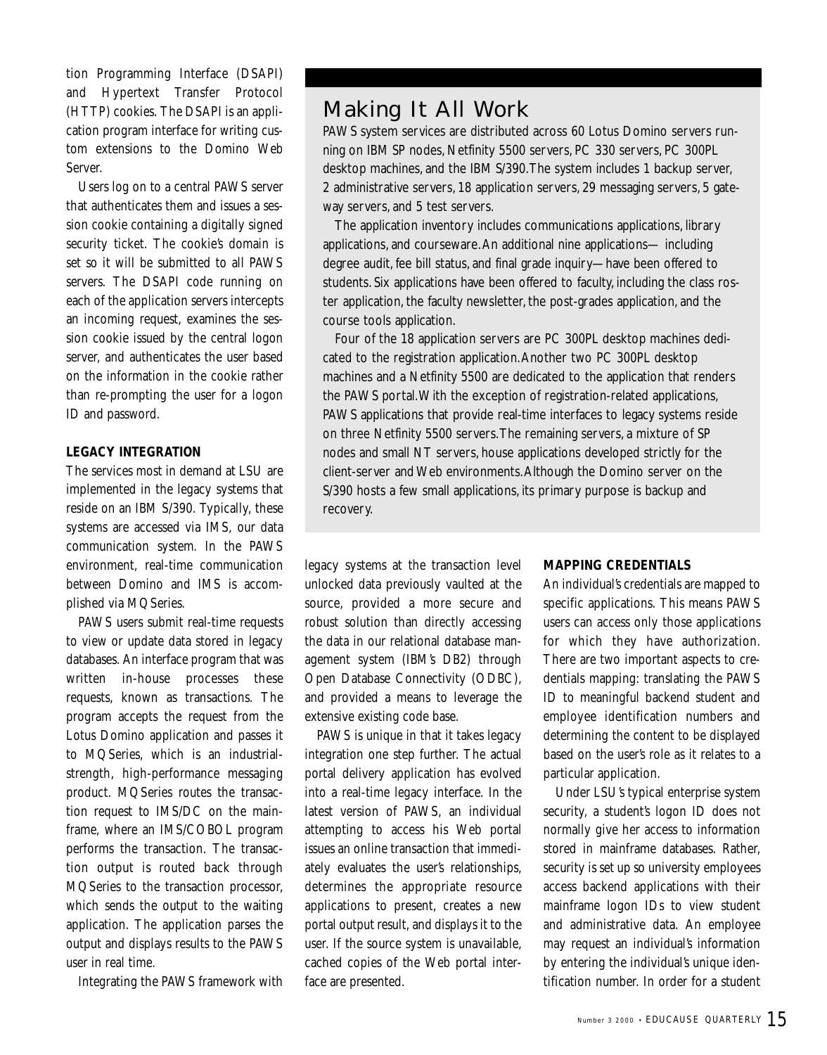tion Programming Interface (DSAPI) and Hypertext Transfer Protocol (HTTP) cookies. The DSAPI is an application program interface for writing custom extensions to the Domino Web Server.

Users log on to a central PAWS server that authenticates them and issues a session cookie containing a digitally signed security ticket. The cookie's domain is set so it will be submitted to all PAWS servers. The DSAPI code running on each of the application servers intercepts an incoming request, examines the session cookie issued by the central logon server, and authenticates the user based on the information in the cookie rather than re-prompting the user for a logon ID and password.

**LEGACY INTEGRATION**

The services most in demand at LSU are implemented in the legacy systems that reside on an IBM S/390. Typically, these systems are accessed via IMS, our data communication system. In the PAWS environment, real-time communication between Domino and IMS is accomplished via MQSeries.

PAWS users submit real-time requests to view or update data stored in legacy databases. An interface program that was written in-house processes these requests, known as transactions. The program accepts the request from the Lotus Domino application and passes it to MQSeries, which is an industrial-strength, high-performance messaging product. MQSeries routes the transaction request to IMS/DC on the mainframe, where an IMS/COBOL program performs the transaction. The transaction output is routed back through MQSeries to the transaction processor, which sends the output to the waiting application. The application parses the output and displays results to the PAWS user in real time.

Integrating the PAWS framework with legacy systems at the transaction level unlocked data previously vaulted at the source, provided a more secure and robust solution than directly accessing the data in our relational database management system (IBM's DB2) through Open Database Connectivity (ODBC), and provided a means to leverage the extensive existing code base.

PAWS is unique in that it takes legacy integration one step further. The actual portal delivery application has evolved into a real-time legacy interface. In the latest version of PAWS, an individual attempting to access his Web portal issues an online transaction that immediately evaluates the user's relationships, determines the appropriate resource applications to present, creates a new portal output result, and displays it to the user. If the source system is unavailable, cached copies of the Web portal interface are presented.

## Making It All Work

PAWS system services are distributed across 60 Lotus Domino servers running on IBM SP nodes, Netfinity 5500 servers, PC 330 servers, PC 300PL desktop machines, and the IBM S/390. The system includes 1 backup server, 2 administrative servers, 18 application servers, 29 messaging servers, 5 gateway servers, and 5 test servers.

The application inventory includes communications applications, library applications, and courseware. An additional nine applications— including degree audit, fee bill status, and final grade inquiry—have been offered to students. Six applications have been offered to faculty, including the class roster application, the faculty newsletter, the post-grades application, and the course tools application.

Four of the 18 application servers are PC 300PL desktop machines dedicated to the registration application. Another two PC 300PL desktop machines and a Netfinity 5500 are dedicated to the application that renders the PAWS portal. With the exception of registration-related applications, PAWS applications that provide real-time interfaces to legacy systems reside on three Netfinity 5500 servers. The remaining servers, a mixture of SP nodes and small NT servers, house applications developed strictly for the client-server and Web environments. Although the Domino server on the S/390 hosts a few small applications, its primary purpose is backup and recovery.

**MAPPING CREDENTIALS**

An individual's credentials are mapped to specific applications. This means PAWS users can access only those applications for which they have authorization. There are two important aspects to credentials mapping: translating the PAWS ID to meaningful backend student and employee identification numbers and determining the content to be displayed based on the user's role as it relates to a particular application.

Under LSU's typical enterprise system security, a student's logon ID does not normally give her access to information stored in mainframe databases. Rather, security is set up so university employees access backend applications with their mainframe logon IDs to view student and administrative data. An employee may request an individual's information by entering the individual's unique identification number. In order for a student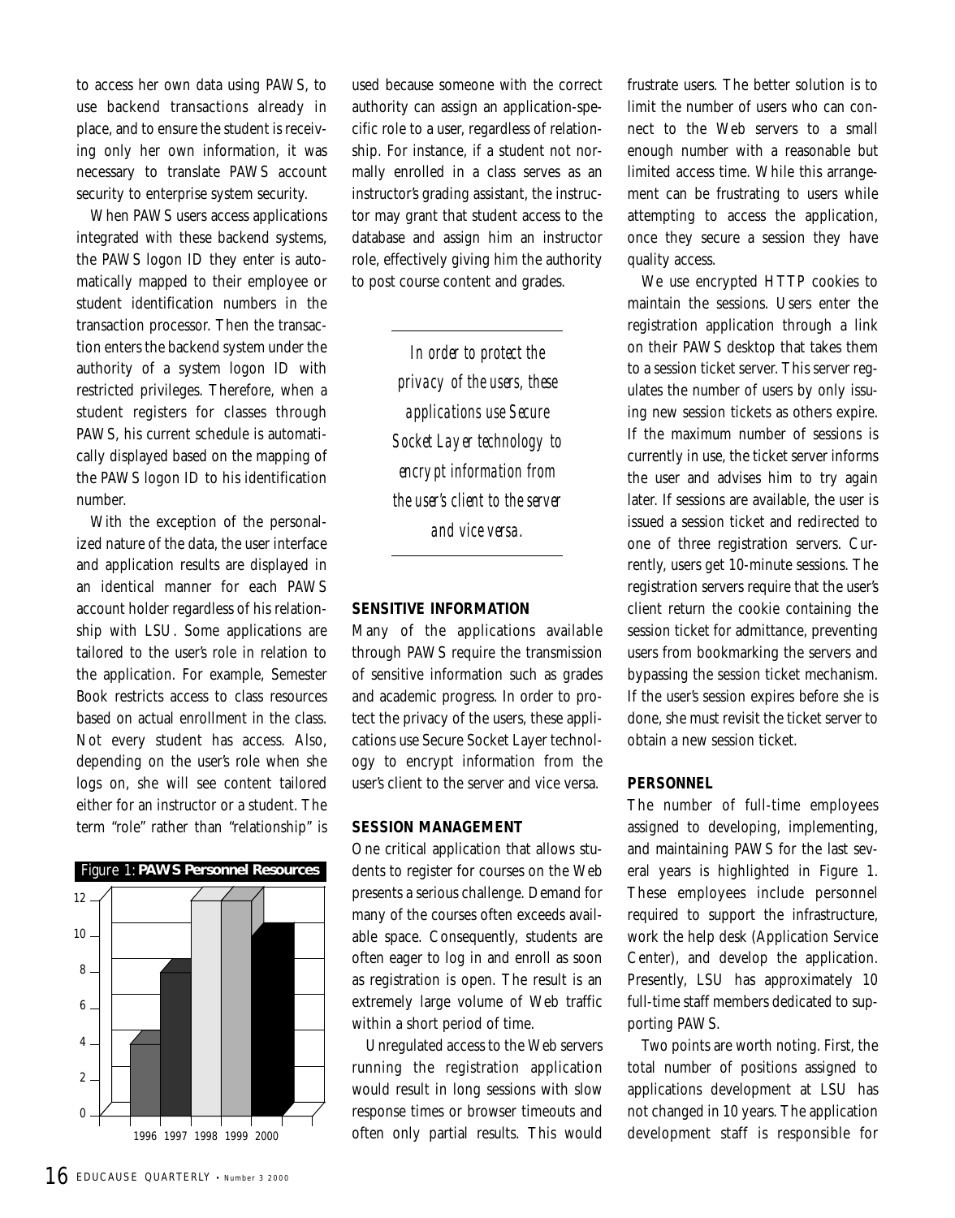to access her own data using PAWS, to use backend transactions already in place, and to ensure the student is receiving only her own information, it was necessary to translate PAWS account security to enterprise system security.

When PAWS users access applications integrated with these backend systems, the PAWS logon ID they enter is automatically mapped to their employee or student identification numbers in the transaction processor. Then the transaction enters the backend system under the authority of a system logon ID with restricted privileges. Therefore, when a student registers for classes through PAWS, his current schedule is automatically displayed based on the mapping of the PAWS logon ID to his identification number.

With the exception of the personalized nature of the data, the user interface and application results are displayed in an identical manner for each PAWS account holder regardless of his relationship with LSU. Some applications are tailored to the user's role in relation to the application. For example, Semester Book restricts access to class resources based on actual enrollment in the class. Not every student has access. Also, depending on the user's role when she logs on, she will see content tailored either for an instructor or a student. The term "role" rather than "relationship" is used because someone with the correct authority can assign an application-specific role to a user, regardless of relationship. For instance, if a student not normally enrolled in a class serves as an instructor's grading assistant, the instructor may grant that student access to the database and assign him an instructor role, effectively giving him the authority to post course content and grades.

**Figure 1: PAWS Personnel Resources**

12
10
8
6
4
2
0
1996 1997 1998 1999 2000

*In order to protect the privacy of the users, these applications use Secure Socket Layer technology to encrypt information from the user's client to the server and vice versa.*

### SENSITIVE INFORMATION

Many of the applications available through PAWS require the transmission of sensitive information such as grades and academic progress. In order to protect the privacy of the users, these applications use Secure Socket Layer technology to encrypt information from the user's client to the server and vice versa.

### SESSION MANAGEMENT

One critical application that allows students to register for courses on the Web presents a serious challenge. Demand for many of the courses often exceeds available space. Consequently, students are often eager to log in and enroll as soon as registration is open. The result is an extremely large volume of Web traffic within a short period of time.

Unregulated access to the Web servers running the registration application would result in long sessions with slow response times or browser timeouts and often only partial results. This would frustrate users. The better solution is to limit the number of users who can connect to the Web servers to a small enough number with a reasonable but limited access time. While this arrangement can be frustrating to users while attempting to access the application, once they secure a session they have quality access.

We use encrypted HTTP cookies to maintain the sessions. Users enter the registration application through a link on their PAWS desktop that takes them to a session ticket server. This server regulates the number of users by only issuing new session tickets as others expire. If the maximum number of sessions is currently in use, the ticket server informs the user and advises him to try again later. If sessions are available, the user is issued a session ticket and redirected to one of three registration servers. Currently, users get 10-minute sessions. The registration servers require that the user's client return the cookie containing the session ticket for admittance, preventing users from bookmarking the servers and bypassing the session ticket mechanism. If the user's session expires before she is done, she must revisit the ticket server to obtain a new session ticket.

### PERSONNEL

The number of full-time employees assigned to developing, implementing, and maintaining PAWS for the last several years is highlighted in Figure 1. These employees include personnel required to support the infrastructure, work the help desk (Application Service Center), and develop the application. Presently, LSU has approximately 10 full-time staff members dedicated to supporting PAWS.

Two points are worth noting. First, the total number of positions assigned to applications development at LSU has not changed in 10 years. The application development staff is responsible for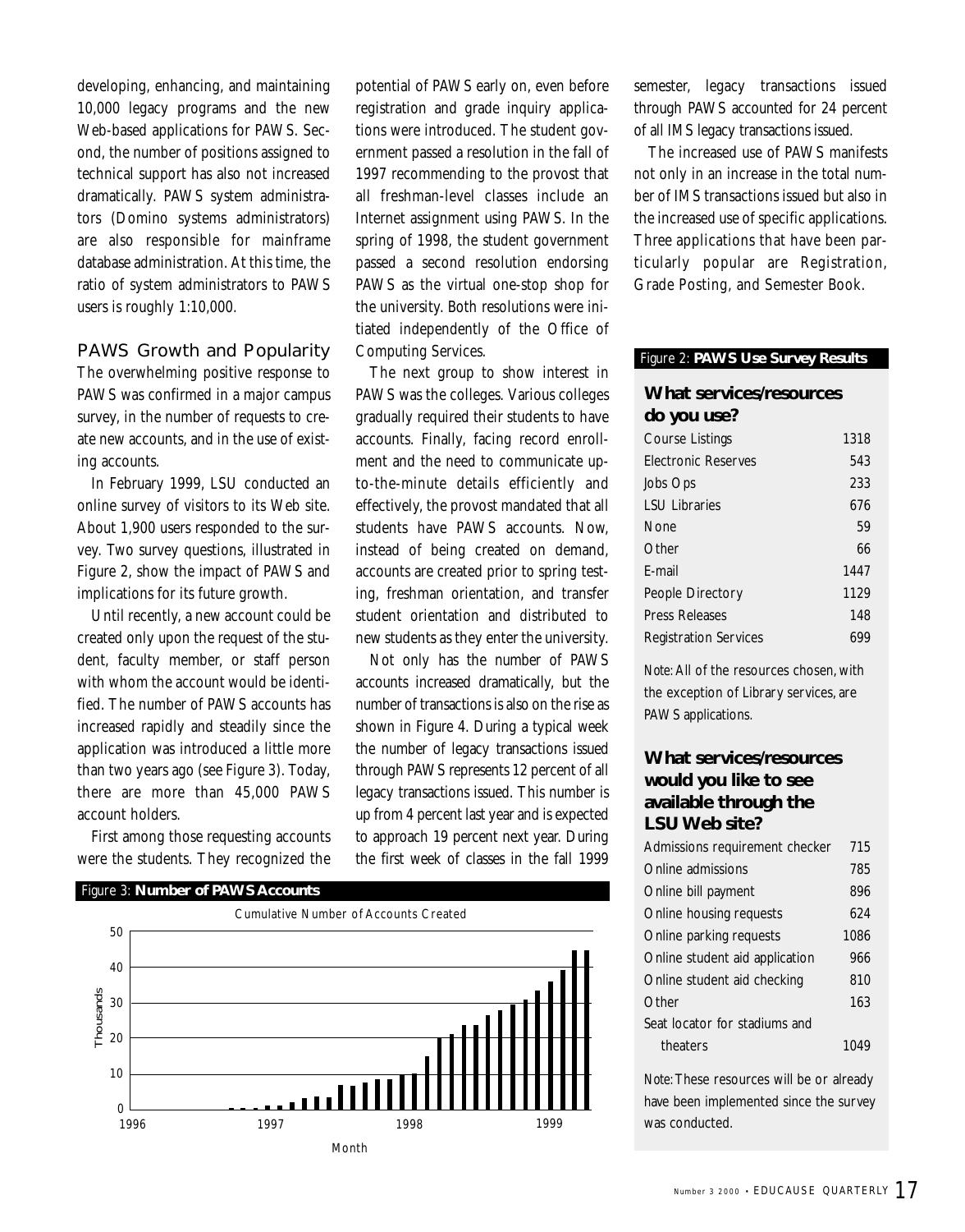developing, enhancing, and maintaining 10,000 legacy programs and the new Web-based applications for PAWS. Second, the number of positions assigned to technical support has also not increased dramatically. PAWS system administrators (Domino systems administrators) are also responsible for mainframe database administration. At this time, the ratio of system administrators to PAWS users is roughly 1:10,000.

## PAWS Growth and Popularity

The overwhelming positive response to PAWS was confirmed in a major campus survey, in the number of requests to create new accounts, and in the use of existing accounts.

In February 1999, LSU conducted an online survey of visitors to its Web site. About 1,900 users responded to the survey. Two survey questions, illustrated in Figure 2, show the impact of PAWS and implications for its future growth.

Until recently, a new account could be created only upon the request of the student, faculty member, or staff person with whom the account would be identified. The number of PAWS accounts has increased rapidly and steadily since the application was introduced a little more than two years ago (see Figure 3). Today, there are more than 45,000 PAWS account holders.

First among those requesting accounts were the students. They recognized the potential of PAWS early on, even before registration and grade inquiry applications were introduced. The student government passed a resolution in the fall of 1997 recommending to the provost that all freshman-level classes include an Internet assignment using PAWS. In the spring of 1998, the student government passed a second resolution endorsing PAWS as the virtual one-stop shop for the university. Both resolutions were initiated independently of the Office of Computing Services.

The next group to show interest in PAWS was the colleges. Various colleges gradually required their students to have accounts. Finally, facing record enrollment and the need to communicate up-to-the-minute details efficiently and effectively, the provost mandated that all students have PAWS accounts. Now, instead of being created on demand, accounts are created prior to spring testing, freshman orientation, and transfer student orientation and distributed to new students as they enter the university.

Not only has the number of PAWS accounts increased dramatically, but the number of transactions is also on the rise as shown in Figure 4. During a typical week the number of legacy transactions issued through PAWS represents 12 percent of all legacy transactions issued. This number is up from 4 percent last year and is expected to approach 19 percent next year. During the first week of classes in the fall 1999 semester, legacy transactions issued through PAWS accounted for 24 percent of all IMS legacy transactions issued.

The increased use of PAWS manifests not only in an increase in the total number of IMS transactions issued but also in the increased use of specific applications. Three applications that have been particularly popular are Registration, Grade Posting, and Semester Book.

Figure 3: **Number of PAWS Accounts**

Cumulative Number of Accounts Created

Thousands

0
10
20
30
40
50

1996
1997
1998
1999

Month

Figure 2: **PAWS Use Survey Results**

### What services/resources do you use?

| | |
|---|---|
| Course Listings | 1318 |
| Electronic Reserves | 543 |
| Jobs Ops | 233 |
| LSU Libraries | 676 |
| None | 59 |
| Other | 66 |
| E-mail | 1447 |
| People Directory | 1129 |
| Press Releases | 148 |
| Registration Services | 699 |

*Note: All of the resources chosen, with the exception of Library services, are PAWS applications.*

### What services/resources would you like to see available through the LSU Web site?

| | |
|---|---|
| Admissions requirement checker | 715 |
| Online admissions | 785 |
| Online bill payment | 896 |
| Online housing requests | 624 |
| Online parking requests | 1086 |
| Online student aid application | 966 |
| Online student aid checking | 810 |
| Other | 163 |
| Seat locator for stadiums and theaters | 1049 |

*Note: These resources will be or already have been implemented since the survey was conducted.*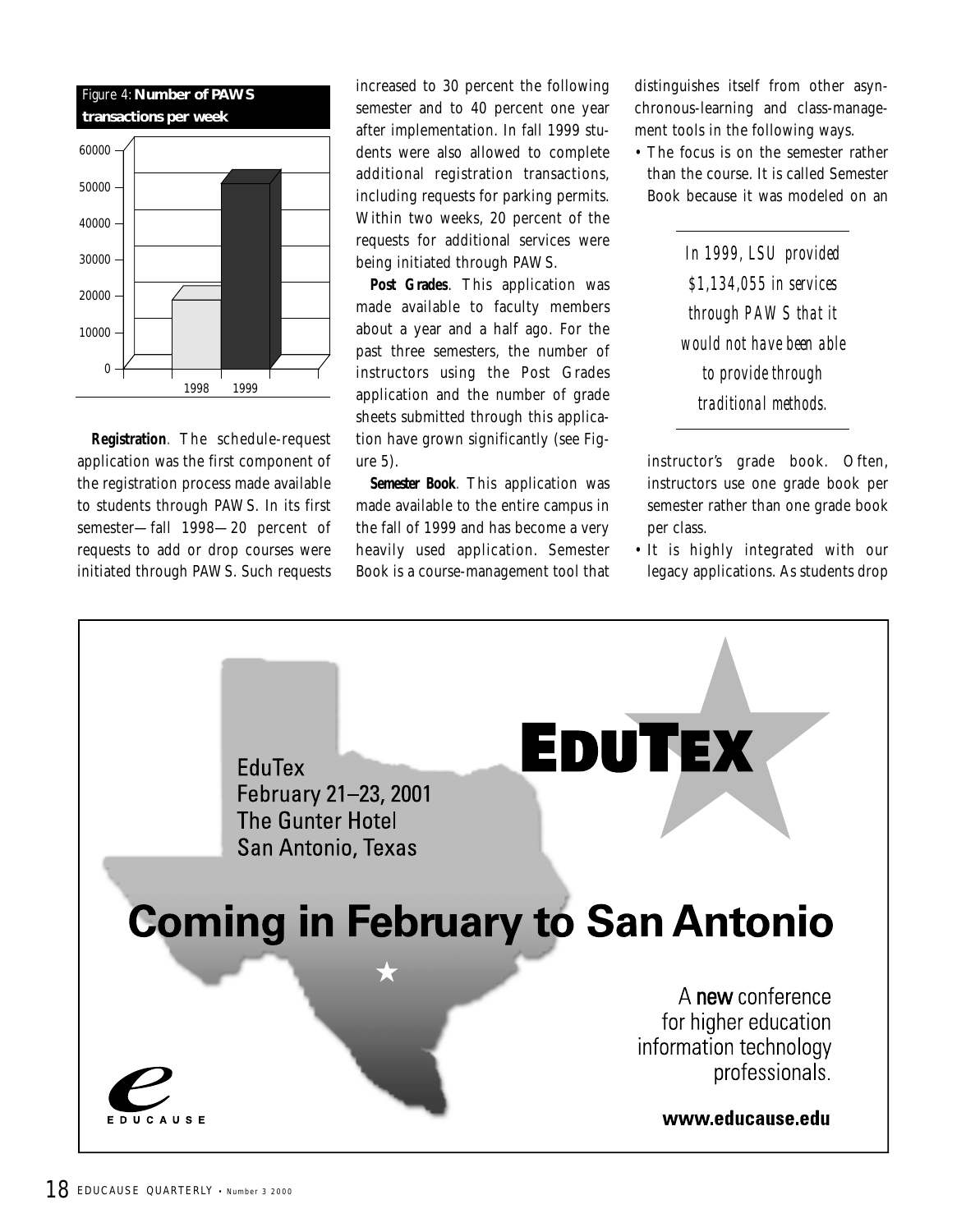Figure 4: **Number of PAWS transactions per week**

60000
50000
40000
30000
20000
10000
0
1998 1999

**Registration**. The schedule-request application was the first component of the registration process made available to students through PAWS. In its first semester—fall 1998—20 percent of requests to add or drop courses were initiated through PAWS. Such requests increased to 30 percent the following semester and to 40 percent one year after implementation. In fall 1999 students were also allowed to complete additional registration transactions, including requests for parking permits. Within two weeks, 20 percent of the requests for additional services were being initiated through PAWS.

**Post Grades**. This application was made available to faculty members about a year and a half ago. For the past three semesters, the number of instructors using the Post Grades application and the number of grade sheets submitted through this application have grown significantly (see Figure 5).

**Semester Book**. This application was made available to the entire campus in the fall of 1999 and has become a very heavily used application. Semester Book is a course-management tool that distinguishes itself from other asynchronous-learning and class-management tools in the following ways.

- The focus is on the semester rather than the course. It is called Semester Book because it was modeled on an instructor's grade book. Often, instructors use one grade book per semester rather than one grade book per class.
- It is highly integrated with our legacy applications. As students drop

*In 1999, LSU provided $1,134,055 in services through PAWS that it would not have been able to provide through traditional methods.*

---

**EDUTEX**

EduTex
February 21–23, 2001
The Gunter Hotel
San Antonio, Texas

**Coming in February to San Antonio**

A **new** conference for higher education information technology professionals.

EDUCAUSE

**www.educause.edu**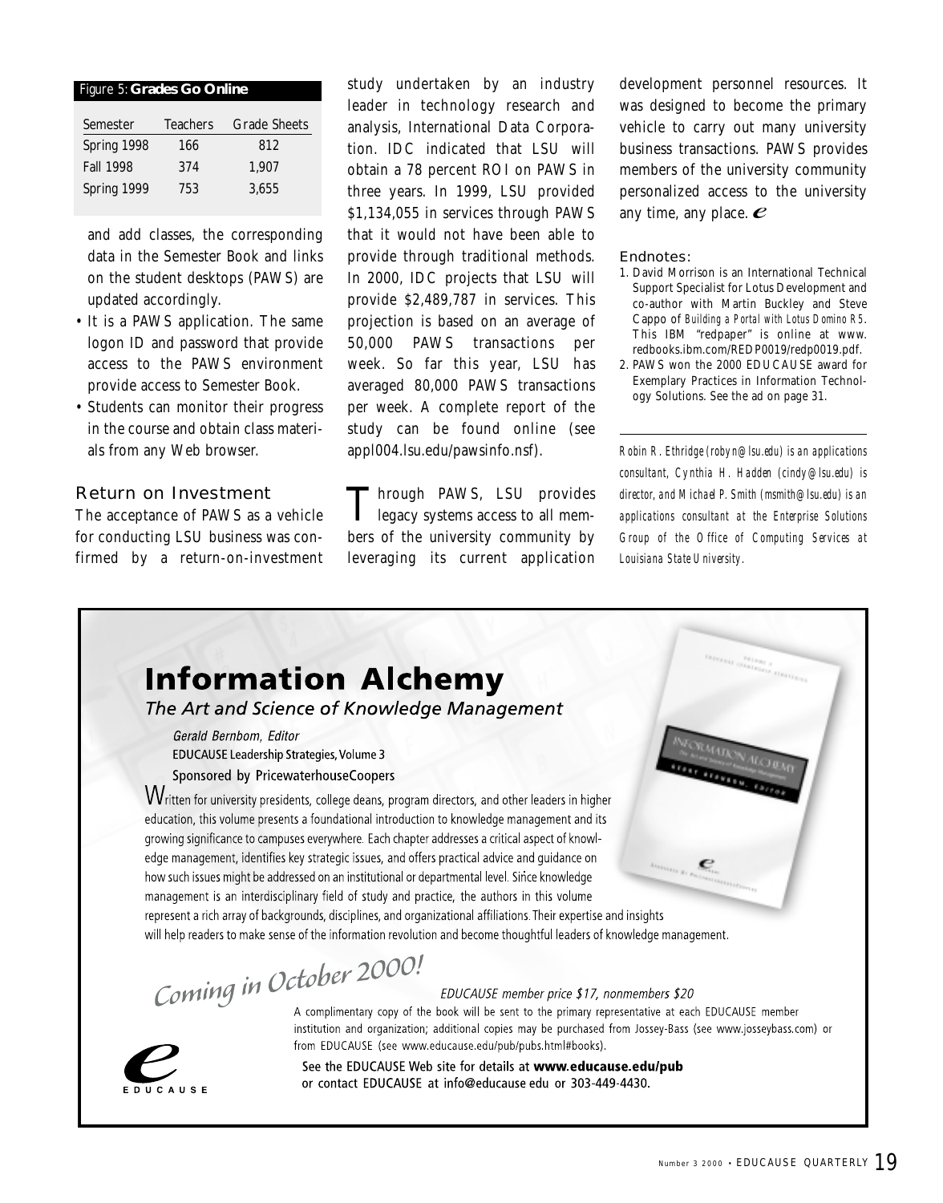Figure 5: **Grades Go Online**

| Semester | Teachers | Grade Sheets |
|---|---|---|
| Spring 1998 | 166 | 812 |
| Fall 1998 | 374 | 1,907 |
| Spring 1999 | 753 | 3,655 |

and add classes, the corresponding data in the Semester Book and links on the student desktops (PAWS) are updated accordingly.

- It is a PAWS application. The same logon ID and password that provide access to the PAWS environment provide access to Semester Book.
- Students can monitor their progress in the course and obtain class materials from any Web browser.

## Return on Investment

The acceptance of PAWS as a vehicle for conducting LSU business was confirmed by a return-on-investment study undertaken by an industry leader in technology research and analysis, International Data Corporation. IDC indicated that LSU will obtain a 78 percent ROI on PAWS in three years. In 1999, LSU provided $1,134,055 in services through PAWS that it would not have been able to provide through traditional methods. In 2000, IDC projects that LSU will provide $2,489,787 in services. This projection is based on an average of 50,000 PAWS transactions per week. So far this year, LSU has averaged 80,000 PAWS transactions per week. A complete report of the study can be found online (see appl004.lsu.edu/pawsinfo.nsf).

Through PAWS, LSU provides legacy systems access to all members of the university community by leveraging its current application development personnel resources. It was designed to become the primary vehicle to carry out many university business transactions. PAWS provides members of the university community personalized access to the university any time, any place.

### Endnotes:

1. David Morrison is an International Technical Support Specialist for Lotus Development and co-author with Martin Buckley and Steve Cappo of *Building a Portal with Lotus Domino R5*. This IBM "redpaper" is online at www.redbooks.ibm.com/REDP0019/redp0019.pdf.
2. PAWS won the 2000 EDUCAUSE award for Exemplary Practices in Information Technology Solutions. See the ad on page 31.

*Robin R. Ethridge (robyn@lsu.edu) is an applications consultant, Cynthia H. Hadden (cindy@lsu.edu) is director, and Michael P. Smith (msmith@lsu.edu) is an applications consultant at the Enterprise Solutions Group of the Office of Computing Services at Louisiana State University.*

# Information Alchemy

*The Art and Science of Knowledge Management*

*Gerald Bernbom, Editor*
EDUCAUSE Leadership Strategies, Volume 3
Sponsored by PricewaterhouseCoopers

Written for university presidents, college deans, program directors, and other leaders in higher education, this volume presents a foundational introduction to knowledge management and its growing significance to campuses everywhere. Each chapter addresses a critical aspect of knowledge management, identifies key strategic issues, and offers practical advice and guidance on how such issues might be addressed on an institutional or departmental level. Since knowledge management is an interdisciplinary field of study and practice, the authors in this volume represent a rich array of backgrounds, disciplines, and organizational affiliations. Their expertise and insights will help readers to make sense of the information revolution and become thoughtful leaders of knowledge management.

*Coming in October 2000!*

*EDUCAUSE member price $17, nonmembers $20*

A complimentary copy of the book will be sent to the primary representative at each EDUCAUSE member institution and organization; additional copies may be purchased from Jossey-Bass (see www.josseybass.com) or from EDUCAUSE (see www.educause.edu/pub/pubs.html#books).

See the EDUCAUSE Web site for details at **www.educause.edu/pub** or contact EDUCAUSE at info@educause edu or 303-449-4430.

EDUCAUSE